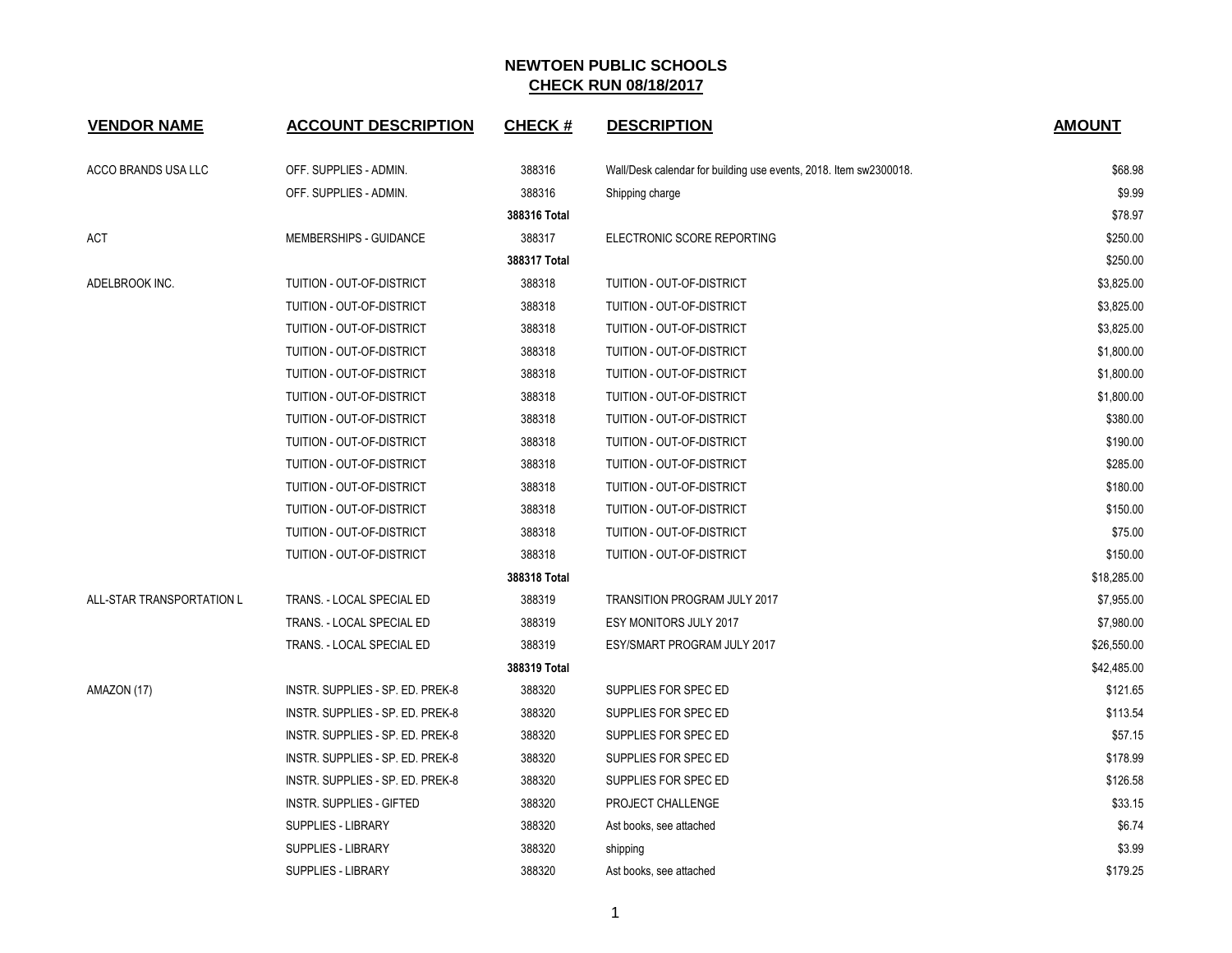# NEWTOEN PUBLIC SCHOOLS

## CHECK RUN 08/18/2017

| VENDOR NAME | ACCOUNT DESCRIPTION | CHECK # | DESCRIPTION | AMOUNT |
|---|---|---|---|---|
| ACCO BRANDS USA LLC | OFF. SUPPLIES - ADMIN. | 388316 | Wall/Desk calendar for building use events, 2018. Item sw2300018. | $68.98 |
| | OFF. SUPPLIES - ADMIN. | 388316 | Shipping charge | $9.99 |
| | | **388316 Total** | | $78.97 |
| ACT | MEMBERSHIPS - GUIDANCE | 388317 | ELECTRONIC SCORE REPORTING | $250.00 |
| | | **388317 Total** | | $250.00 |
| ADELBROOK INC. | TUITION - OUT-OF-DISTRICT | 388318 | TUITION - OUT-OF-DISTRICT | $3,825.00 |
| | TUITION - OUT-OF-DISTRICT | 388318 | TUITION - OUT-OF-DISTRICT | $3,825.00 |
| | TUITION - OUT-OF-DISTRICT | 388318 | TUITION - OUT-OF-DISTRICT | $3,825.00 |
| | TUITION - OUT-OF-DISTRICT | 388318 | TUITION - OUT-OF-DISTRICT | $1,800.00 |
| | TUITION - OUT-OF-DISTRICT | 388318 | TUITION - OUT-OF-DISTRICT | $1,800.00 |
| | TUITION - OUT-OF-DISTRICT | 388318 | TUITION - OUT-OF-DISTRICT | $1,800.00 |
| | TUITION - OUT-OF-DISTRICT | 388318 | TUITION - OUT-OF-DISTRICT | $380.00 |
| | TUITION - OUT-OF-DISTRICT | 388318 | TUITION - OUT-OF-DISTRICT | $190.00 |
| | TUITION - OUT-OF-DISTRICT | 388318 | TUITION - OUT-OF-DISTRICT | $285.00 |
| | TUITION - OUT-OF-DISTRICT | 388318 | TUITION - OUT-OF-DISTRICT | $180.00 |
| | TUITION - OUT-OF-DISTRICT | 388318 | TUITION - OUT-OF-DISTRICT | $150.00 |
| | TUITION - OUT-OF-DISTRICT | 388318 | TUITION - OUT-OF-DISTRICT | $75.00 |
| | TUITION - OUT-OF-DISTRICT | 388318 | TUITION - OUT-OF-DISTRICT | $150.00 |
| | | **388318 Total** | | $18,285.00 |
| ALL-STAR TRANSPORTATION L | TRANS. - LOCAL SPECIAL ED | 388319 | TRANSITION PROGRAM JULY 2017 | $7,955.00 |
| | TRANS. - LOCAL SPECIAL ED | 388319 | ESY MONITORS JULY 2017 | $7,980.00 |
| | TRANS. - LOCAL SPECIAL ED | 388319 | ESY/SMART PROGRAM JULY 2017 | $26,550.00 |
| | | **388319 Total** | | $42,485.00 |
| AMAZON (17) | INSTR. SUPPLIES - SP. ED. PREK-8 | 388320 | SUPPLIES FOR SPEC ED | $121.65 |
| | INSTR. SUPPLIES - SP. ED. PREK-8 | 388320 | SUPPLIES FOR SPEC ED | $113.54 |
| | INSTR. SUPPLIES - SP. ED. PREK-8 | 388320 | SUPPLIES FOR SPEC ED | $57.15 |
| | INSTR. SUPPLIES - SP. ED. PREK-8 | 388320 | SUPPLIES FOR SPEC ED | $178.99 |
| | INSTR. SUPPLIES - SP. ED. PREK-8 | 388320 | SUPPLIES FOR SPEC ED | $126.58 |
| | INSTR. SUPPLIES - GIFTED | 388320 | PROJECT CHALLENGE | $33.15 |
| | SUPPLIES - LIBRARY | 388320 | Ast books, see attached | $6.74 |
| | SUPPLIES - LIBRARY | 388320 | shipping | $3.99 |
| | SUPPLIES - LIBRARY | 388320 | Ast books, see attached | $179.25 |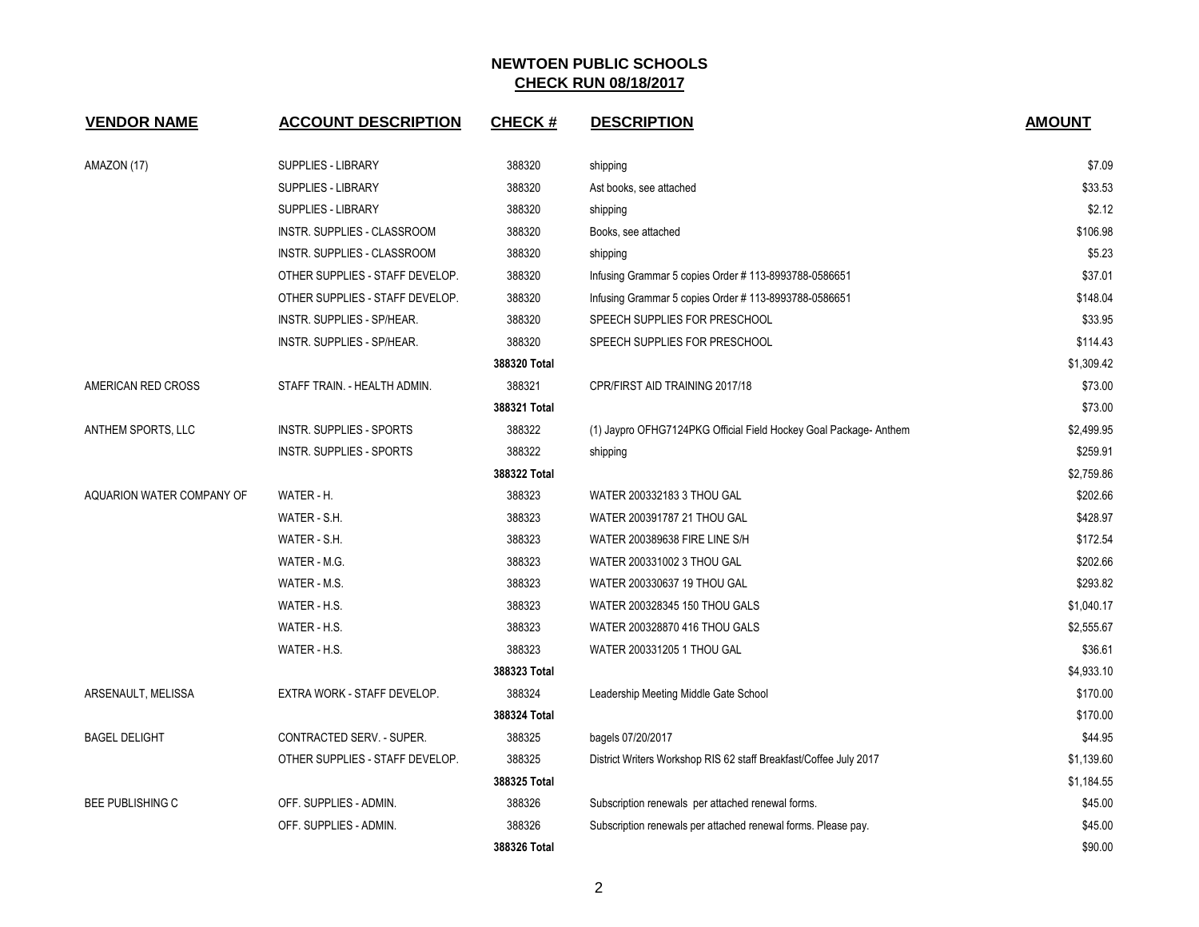# NEWTOEN PUBLIC SCHOOLS

## CHECK RUN 08/18/2017

| VENDOR NAME | ACCOUNT DESCRIPTION | CHECK # | DESCRIPTION | AMOUNT |
|---|---|---|---|---|
| AMAZON (17) | SUPPLIES - LIBRARY | 388320 | shipping | $7.09 |
| | SUPPLIES - LIBRARY | 388320 | Ast books, see attached | $33.53 |
| | SUPPLIES - LIBRARY | 388320 | shipping | $2.12 |
| | INSTR. SUPPLIES - CLASSROOM | 388320 | Books, see attached | $106.98 |
| | INSTR. SUPPLIES - CLASSROOM | 388320 | shipping | $5.23 |
| | OTHER SUPPLIES - STAFF DEVELOP. | 388320 | Infusing Grammar 5 copies Order # 113-8993788-0586651 | $37.01 |
| | OTHER SUPPLIES - STAFF DEVELOP. | 388320 | Infusing Grammar 5 copies Order # 113-8993788-0586651 | $148.04 |
| | INSTR. SUPPLIES - SP/HEAR. | 388320 | SPEECH SUPPLIES FOR PRESCHOOL | $33.95 |
| | INSTR. SUPPLIES - SP/HEAR. | 388320 | SPEECH SUPPLIES FOR PRESCHOOL | $114.43 |
| | | **388320 Total** | | $1,309.42 |
| AMERICAN RED CROSS | STAFF TRAIN. - HEALTH ADMIN. | 388321 | CPR/FIRST AID TRAINING 2017/18 | $73.00 |
| | | **388321 Total** | | $73.00 |
| ANTHEM SPORTS, LLC | INSTR. SUPPLIES - SPORTS | 388322 | (1) Jaypro OFHG7124PKG Official Field Hockey Goal Package- Anthem | $2,499.95 |
| | INSTR. SUPPLIES - SPORTS | 388322 | shipping | $259.91 |
| | | **388322 Total** | | $2,759.86 |
| AQUARION WATER COMPANY OF | WATER - H. | 388323 | WATER 200332183 3 THOU GAL | $202.66 |
| | WATER - S.H. | 388323 | WATER 200391787 21 THOU GAL | $428.97 |
| | WATER - S.H. | 388323 | WATER 200389638 FIRE LINE S/H | $172.54 |
| | WATER - M.G. | 388323 | WATER 200331002 3 THOU GAL | $202.66 |
| | WATER - M.S. | 388323 | WATER 200330637 19 THOU GAL | $293.82 |
| | WATER - H.S. | 388323 | WATER 200328345 150 THOU GALS | $1,040.17 |
| | WATER - H.S. | 388323 | WATER 200328870 416 THOU GALS | $2,555.67 |
| | WATER - H.S. | 388323 | WATER 200331205 1 THOU GAL | $36.61 |
| | | **388323 Total** | | $4,933.10 |
| ARSENAULT, MELISSA | EXTRA WORK - STAFF DEVELOP. | 388324 | Leadership Meeting Middle Gate School | $170.00 |
| | | **388324 Total** | | $170.00 |
| BAGEL DELIGHT | CONTRACTED SERV. - SUPER. | 388325 | bagels 07/20/2017 | $44.95 |
| | OTHER SUPPLIES - STAFF DEVELOP. | 388325 | District Writers Workshop RIS 62 staff Breakfast/Coffee July 2017 | $1,139.60 |
| | | **388325 Total** | | $1,184.55 |
| BEE PUBLISHING C | OFF. SUPPLIES - ADMIN. | 388326 | Subscription renewals per attached renewal forms. | $45.00 |
| | OFF. SUPPLIES - ADMIN. | 388326 | Subscription renewals per attached renewal forms. Please pay. | $45.00 |
| | | **388326 Total** | | $90.00 |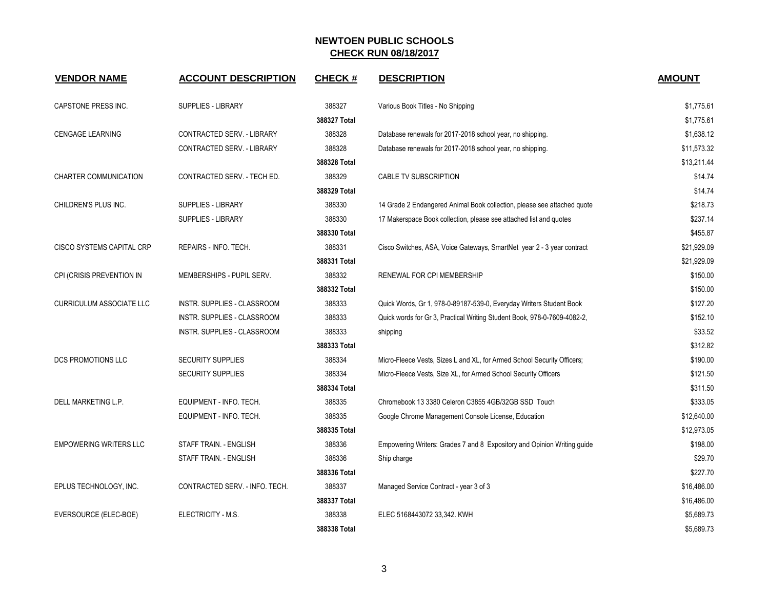# NEWTOEN PUBLIC SCHOOLS

## CHECK RUN 08/18/2017

| VENDOR NAME | ACCOUNT DESCRIPTION | CHECK # | DESCRIPTION | AMOUNT |
|---|---|---|---|---|
| CAPSTONE PRESS INC. | SUPPLIES - LIBRARY | 388327 | Various Book Titles - No Shipping | $1,775.61 |
| | | **388327 Total** | | $1,775.61 |
| CENGAGE LEARNING | CONTRACTED SERV. - LIBRARY | 388328 | Database renewals for 2017-2018 school year, no shipping. | $1,638.12 |
| | CONTRACTED SERV. - LIBRARY | 388328 | Database renewals for 2017-2018 school year, no shipping. | $11,573.32 |
| | | **388328 Total** | | $13,211.44 |
| CHARTER COMMUNICATION | CONTRACTED SERV. - TECH ED. | 388329 | CABLE TV SUBSCRIPTION | $14.74 |
| | | **388329 Total** | | $14.74 |
| CHILDREN'S PLUS INC. | SUPPLIES - LIBRARY | 388330 | 14 Grade 2 Endangered Animal Book collection, please see attached quote | $218.73 |
| | SUPPLIES - LIBRARY | 388330 | 17 Makerspace Book collection, please see attached list and quotes | $237.14 |
| | | **388330 Total** | | $455.87 |
| CISCO SYSTEMS CAPITAL CRP | REPAIRS - INFO. TECH. | 388331 | Cisco Switches, ASA, Voice Gateways, SmartNet year 2 - 3 year contract | $21,929.09 |
| | | **388331 Total** | | $21,929.09 |
| CPI (CRISIS PREVENTION IN | MEMBERSHIPS - PUPIL SERV. | 388332 | RENEWAL FOR CPI MEMBERSHIP | $150.00 |
| | | **388332 Total** | | $150.00 |
| CURRICULUM ASSOCIATE LLC | INSTR. SUPPLIES - CLASSROOM | 388333 | Quick Words, Gr 1, 978-0-89187-539-0, Everyday Writers Student Book | $127.20 |
| | INSTR. SUPPLIES - CLASSROOM | 388333 | Quick words for Gr 3, Practical Writing Student Book, 978-0-7609-4082-2, | $152.10 |
| | INSTR. SUPPLIES - CLASSROOM | 388333 | shipping | $33.52 |
| | | **388333 Total** | | $312.82 |
| DCS PROMOTIONS LLC | SECURITY SUPPLIES | 388334 | Micro-Fleece Vests, Sizes L and XL, for Armed School Security Officers; | $190.00 |
| | SECURITY SUPPLIES | 388334 | Micro-Fleece Vests, Size XL, for Armed School Security Officers | $121.50 |
| | | **388334 Total** | | $311.50 |
| DELL MARKETING L.P. | EQUIPMENT - INFO. TECH. | 388335 | Chromebook 13 3380 Celeron C3855 4GB/32GB SSD Touch | $333.05 |
| | EQUIPMENT - INFO. TECH. | 388335 | Google Chrome Management Console License, Education | $12,640.00 |
| | | **388335 Total** | | $12,973.05 |
| EMPOWERING WRITERS LLC | STAFF TRAIN. - ENGLISH | 388336 | Empowering Writers: Grades 7 and 8 Expository and Opinion Writing guide | $198.00 |
| | STAFF TRAIN. - ENGLISH | 388336 | Ship charge | $29.70 |
| | | **388336 Total** | | $227.70 |
| EPLUS TECHNOLOGY, INC. | CONTRACTED SERV. - INFO. TECH. | 388337 | Managed Service Contract - year 3 of 3 | $16,486.00 |
| | | **388337 Total** | | $16,486.00 |
| EVERSOURCE (ELEC-BOE) | ELECTRICITY - M.S. | 388338 | ELEC 5168443072 33,342. KWH | $5,689.73 |
| | | **388338 Total** | | $5,689.73 |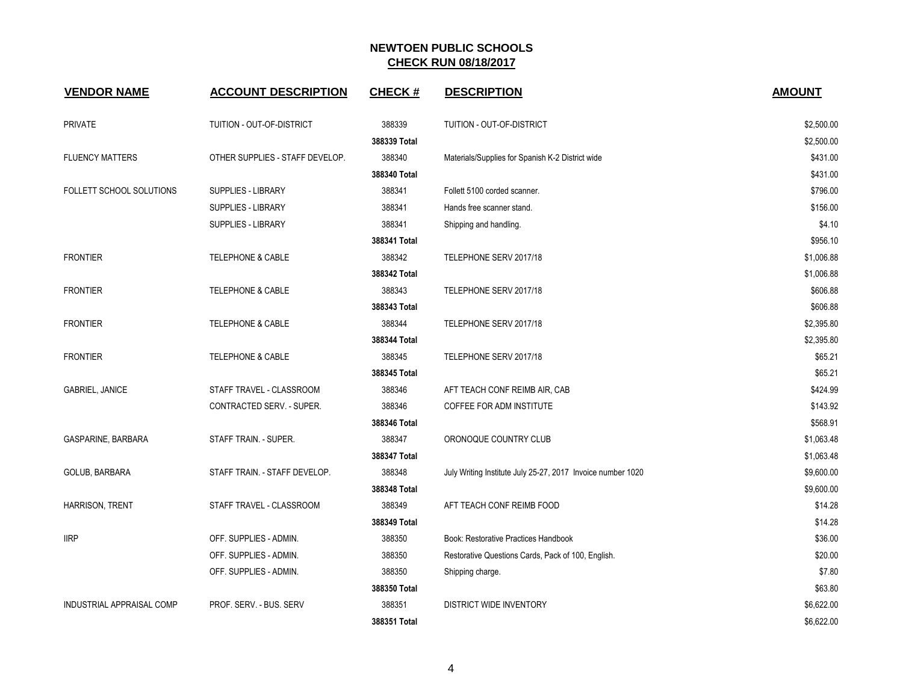## NEWTOEN PUBLIC SCHOOLS
## CHECK RUN 08/18/2017

| VENDOR NAME | ACCOUNT DESCRIPTION | CHECK # | DESCRIPTION | AMOUNT |
|---|---|---|---|---|
| PRIVATE | TUITION - OUT-OF-DISTRICT | 388339 | TUITION - OUT-OF-DISTRICT | $2,500.00 |
| | | **388339 Total** | | $2,500.00 |
| FLUENCY MATTERS | OTHER SUPPLIES - STAFF DEVELOP. | 388340 | Materials/Supplies for Spanish K-2 District wide | $431.00 |
| | | **388340 Total** | | $431.00 |
| FOLLETT SCHOOL SOLUTIONS | SUPPLIES - LIBRARY | 388341 | Follett 5100 corded scanner. | $796.00 |
| | SUPPLIES - LIBRARY | 388341 | Hands free scanner stand. | $156.00 |
| | SUPPLIES - LIBRARY | 388341 | Shipping and handling. | $4.10 |
| | | **388341 Total** | | $956.10 |
| FRONTIER | TELEPHONE & CABLE | 388342 | TELEPHONE SERV 2017/18 | $1,006.88 |
| | | **388342 Total** | | $1,006.88 |
| FRONTIER | TELEPHONE & CABLE | 388343 | TELEPHONE SERV 2017/18 | $606.88 |
| | | **388343 Total** | | $606.88 |
| FRONTIER | TELEPHONE & CABLE | 388344 | TELEPHONE SERV 2017/18 | $2,395.80 |
| | | **388344 Total** | | $2,395.80 |
| FRONTIER | TELEPHONE & CABLE | 388345 | TELEPHONE SERV 2017/18 | $65.21 |
| | | **388345 Total** | | $65.21 |
| GABRIEL, JANICE | STAFF TRAVEL - CLASSROOM | 388346 | AFT TEACH CONF REIMB AIR, CAB | $424.99 |
| | CONTRACTED SERV. - SUPER. | 388346 | COFFEE FOR ADM INSTITUTE | $143.92 |
| | | **388346 Total** | | $568.91 |
| GASPARINE, BARBARA | STAFF TRAIN. - SUPER. | 388347 | ORONOQUE COUNTRY CLUB | $1,063.48 |
| | | **388347 Total** | | $1,063.48 |
| GOLUB, BARBARA | STAFF TRAIN. - STAFF DEVELOP. | 388348 | July Writing Institute July 25-27, 2017 Invoice number 1020 | $9,600.00 |
| | | **388348 Total** | | $9,600.00 |
| HARRISON, TRENT | STAFF TRAVEL - CLASSROOM | 388349 | AFT TEACH CONF REIMB FOOD | $14.28 |
| | | **388349 Total** | | $14.28 |
| IIRP | OFF. SUPPLIES - ADMIN. | 388350 | Book: Restorative Practices Handbook | $36.00 |
| | OFF. SUPPLIES - ADMIN. | 388350 | Restorative Questions Cards, Pack of 100, English. | $20.00 |
| | OFF. SUPPLIES - ADMIN. | 388350 | Shipping charge. | $7.80 |
| | | **388350 Total** | | $63.80 |
| INDUSTRIAL APPRAISAL COMP | PROF. SERV. - BUS. SERV | 388351 | DISTRICT WIDE INVENTORY | $6,622.00 |
| | | **388351 Total** | | $6,622.00 |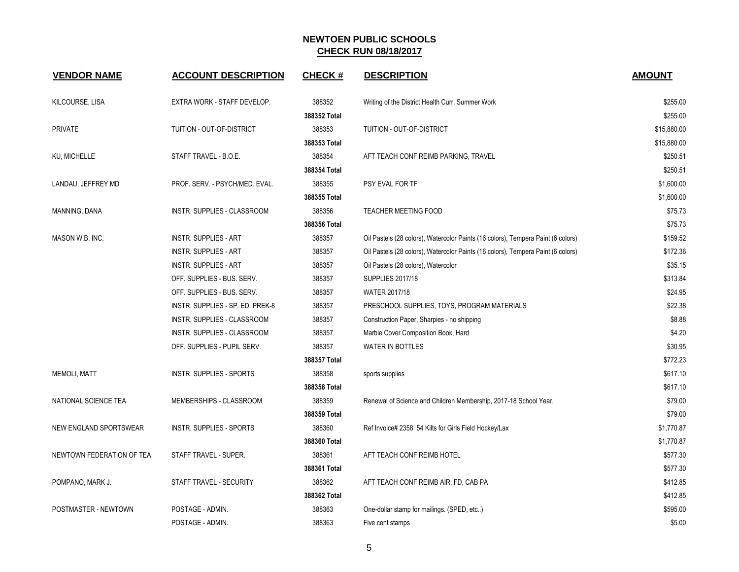## NEWTOEN PUBLIC SCHOOLS
## CHECK RUN 08/18/2017

| VENDOR NAME | ACCOUNT DESCRIPTION | CHECK # | DESCRIPTION | AMOUNT |
|---|---|---|---|---|
| KILCOURSE, LISA | EXTRA WORK - STAFF DEVELOP. | 388352 | Writing of the District Health Curr. Summer Work | $255.00 |
| | | 388352 Total | | $255.00 |
| PRIVATE | TUITION - OUT-OF-DISTRICT | 388353 | TUITION - OUT-OF-DISTRICT | $15,880.00 |
| | | 388353 Total | | $15,880.00 |
| KU, MICHELLE | STAFF TRAVEL - B.O.E. | 388354 | AFT TEACH CONF REIMB PARKING, TRAVEL | $250.51 |
| | | 388354 Total | | $250.51 |
| LANDAU, JEFFREY MD | PROF. SERV. - PSYCH/MED. EVAL. | 388355 | PSY EVAL FOR TF | $1,600.00 |
| | | 388355 Total | | $1,600.00 |
| MANNING, DANA | INSTR. SUPPLIES - CLASSROOM | 388356 | TEACHER MEETING FOOD | $75.73 |
| | | 388356 Total | | $75.73 |
| MASON W.B. INC. | INSTR. SUPPLIES - ART | 388357 | Oil Pastels (28 colors), Watercolor Paints (16 colors), Tempera Paint (6 colors) | $159.52 |
| | INSTR. SUPPLIES - ART | 388357 | Oil Pastels (28 colors), Watercolor Paints (16 colors), Tempera Paint (6 colors) | $172.36 |
| | INSTR. SUPPLIES - ART | 388357 | Oil Pastels (28 colors), Watercolor | $35.15 |
| | OFF. SUPPLIES - BUS. SERV. | 388357 | SUPPLIES 2017/18 | $313.84 |
| | OFF. SUPPLIES - BUS. SERV. | 388357 | WATER 2017/18 | $24.95 |
| | INSTR. SUPPLIES - SP. ED. PREK-8 | 388357 | PRESCHOOL SUPPLIES, TOYS, PROGRAM MATERIALS | $22.38 |
| | INSTR. SUPPLIES - CLASSROOM | 388357 | Construction Paper, Sharpies - no shipping | $8.88 |
| | INSTR. SUPPLIES - CLASSROOM | 388357 | Marble Cover Composition Book, Hard | $4.20 |
| | OFF. SUPPLIES - PUPIL SERV. | 388357 | WATER IN BOTTLES | $30.95 |
| | | 388357 Total | | $772.23 |
| MEMOLI, MATT | INSTR. SUPPLIES - SPORTS | 388358 | sports supplies | $617.10 |
| | | 388358 Total | | $617.10 |
| NATIONAL SCIENCE TEA | MEMBERSHIPS - CLASSROOM | 388359 | Renewal of Science and Children Membership, 2017-18 School Year, | $79.00 |
| | | 388359 Total | | $79.00 |
| NEW ENGLAND SPORTSWEAR | INSTR. SUPPLIES - SPORTS | 388360 | Ref Invoice# 2358 54 Kilts for Girls Field Hockey/Lax | $1,770.87 |
| | | 388360 Total | | $1,770.87 |
| NEWTOWN FEDERATION OF TEA | STAFF TRAVEL - SUPER. | 388361 | AFT TEACH CONF REIMB HOTEL | $577.30 |
| | | 388361 Total | | $577.30 |
| POMPANO, MARK J. | STAFF TRAVEL - SECURITY | 388362 | AFT TEACH CONF REIMB AIR, FD, CAB PA | $412.85 |
| | | 388362 Total | | $412.85 |
| POSTMASTER - NEWTOWN | POSTAGE - ADMIN. | 388363 | One-dollar stamp for mailings. (SPED, etc..) | $595.00 |
| | POSTAGE - ADMIN. | 388363 | Five cent stamps | $5.00 |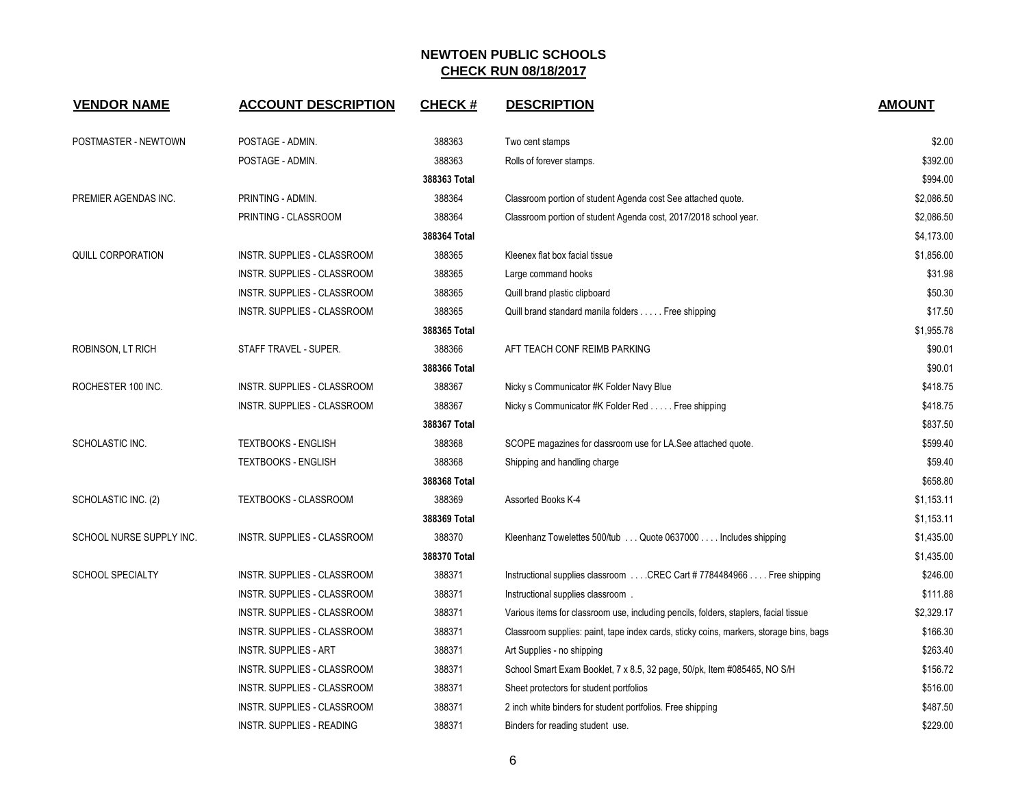**NEWTOEN PUBLIC SCHOOLS**
**CHECK RUN 08/18/2017**

| VENDOR NAME | ACCOUNT DESCRIPTION | CHECK # | DESCRIPTION | AMOUNT |
|---|---|---|---|---|
| POSTMASTER - NEWTOWN | POSTAGE - ADMIN. | 388363 | Two cent stamps | $2.00 |
| | POSTAGE - ADMIN. | 388363 | Rolls of forever stamps. | $392.00 |
| | | 388363 Total | | $994.00 |
| PREMIER AGENDAS INC. | PRINTING - ADMIN. | 388364 | Classroom portion of student Agenda cost See attached quote. | $2,086.50 |
| | PRINTING - CLASSROOM | 388364 | Classroom portion of student Agenda cost, 2017/2018 school year. | $2,086.50 |
| | | 388364 Total | | $4,173.00 |
| QUILL CORPORATION | INSTR. SUPPLIES - CLASSROOM | 388365 | Kleenex flat box facial tissue | $1,856.00 |
| | INSTR. SUPPLIES - CLASSROOM | 388365 | Large command hooks | $31.98 |
| | INSTR. SUPPLIES - CLASSROOM | 388365 | Quill brand plastic clipboard | $50.30 |
| | INSTR. SUPPLIES - CLASSROOM | 388365 | Quill brand standard manila folders . . . . . Free shipping | $17.50 |
| | | 388365 Total | | $1,955.78 |
| ROBINSON, LT RICH | STAFF TRAVEL - SUPER. | 388366 | AFT TEACH CONF REIMB PARKING | $90.01 |
| | | 388366 Total | | $90.01 |
| ROCHESTER 100 INC. | INSTR. SUPPLIES - CLASSROOM | 388367 | Nicky s Communicator #K Folder Navy Blue | $418.75 |
| | INSTR. SUPPLIES - CLASSROOM | 388367 | Nicky s Communicator #K Folder Red . . . . . Free shipping | $418.75 |
| | | 388367 Total | | $837.50 |
| SCHOLASTIC INC. | TEXTBOOKS - ENGLISH | 388368 | SCOPE magazines for classroom use for LA.See attached quote. | $599.40 |
| | TEXTBOOKS - ENGLISH | 388368 | Shipping and handling charge | $59.40 |
| | | 388368 Total | | $658.80 |
| SCHOLASTIC INC. (2) | TEXTBOOKS - CLASSROOM | 388369 | Assorted Books K-4 | $1,153.11 |
| | | 388369 Total | | $1,153.11 |
| SCHOOL NURSE SUPPLY INC. | INSTR. SUPPLIES - CLASSROOM | 388370 | Kleenhanz Towelettes 500/tub . . . Quote 0637000 . . . . Includes shipping | $1,435.00 |
| | | 388370 Total | | $1,435.00 |
| SCHOOL SPECIALTY | INSTR. SUPPLIES - CLASSROOM | 388371 | Instructional supplies classroom . . . .CREC Cart # 7784484966 . . . . Free shipping | $246.00 |
| | INSTR. SUPPLIES - CLASSROOM | 388371 | Instructional supplies classroom . | $111.88 |
| | INSTR. SUPPLIES - CLASSROOM | 388371 | Various items for classroom use, including pencils, folders, staplers, facial tissue | $2,329.17 |
| | INSTR. SUPPLIES - CLASSROOM | 388371 | Classroom supplies: paint, tape index cards, sticky coins, markers, storage bins, bags | $166.30 |
| | INSTR. SUPPLIES - ART | 388371 | Art Supplies - no shipping | $263.40 |
| | INSTR. SUPPLIES - CLASSROOM | 388371 | School Smart Exam Booklet, 7 x 8.5, 32 page, 50/pk, Item #085465, NO S/H | $156.72 |
| | INSTR. SUPPLIES - CLASSROOM | 388371 | Sheet protectors for student portfolios | $516.00 |
| | INSTR. SUPPLIES - CLASSROOM | 388371 | 2 inch white binders for student portfolios. Free shipping | $487.50 |
| | INSTR. SUPPLIES - READING | 388371 | Binders for reading student use. | $229.00 |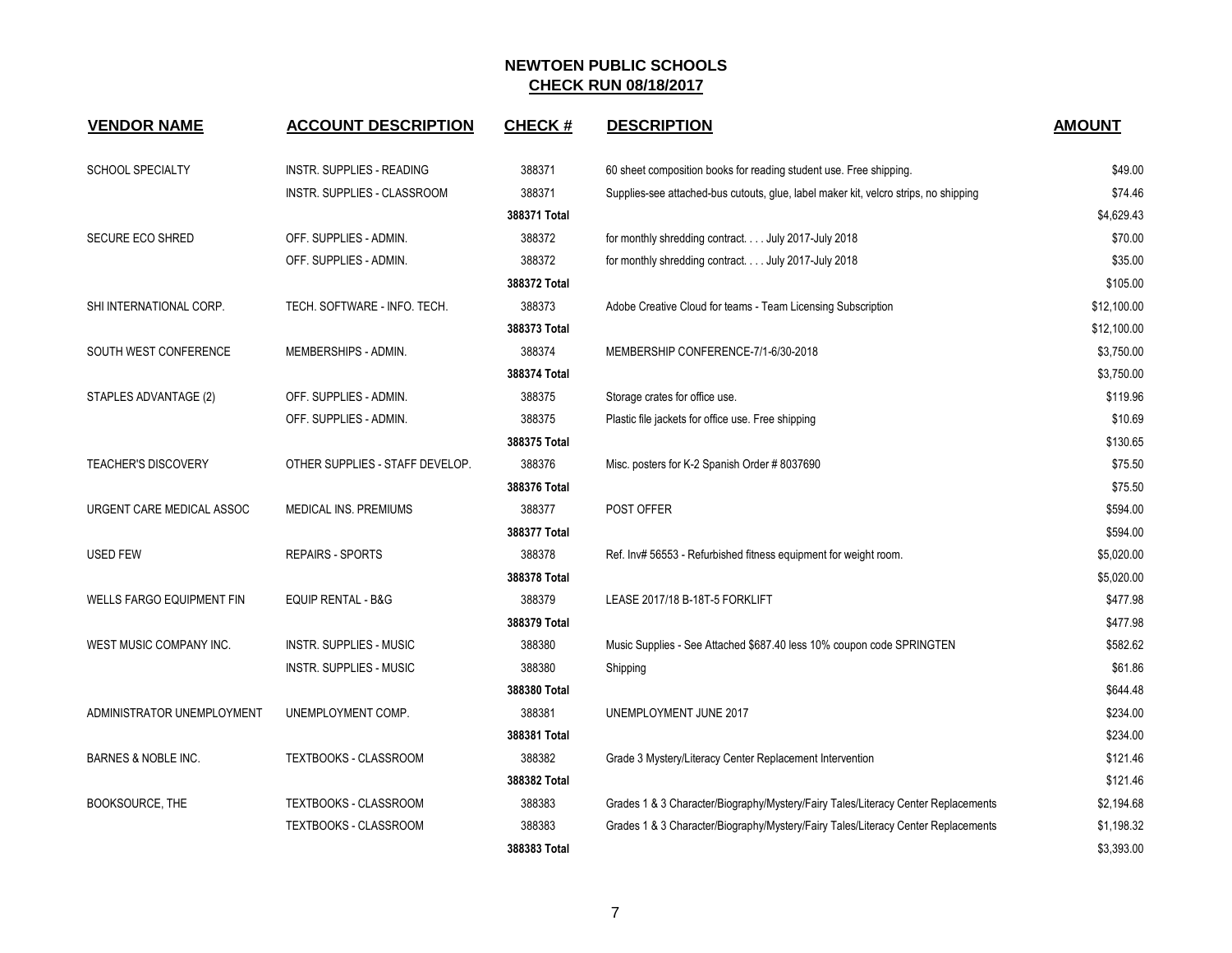# NEWTOEN PUBLIC SCHOOLS

## CHECK RUN 08/18/2017

| VENDOR NAME | ACCOUNT DESCRIPTION | CHECK # | DESCRIPTION | AMOUNT |
|---|---|---|---|---|
| SCHOOL SPECIALTY | INSTR. SUPPLIES - READING | 388371 | 60 sheet composition books for reading student use. Free shipping. | $49.00 |
| | INSTR. SUPPLIES - CLASSROOM | 388371 | Supplies-see attached-bus cutouts, glue, label maker kit, velcro strips, no shipping | $74.46 |
| | | **388371 Total** | | $4,629.43 |
| SECURE ECO SHRED | OFF. SUPPLIES - ADMIN. | 388372 | for monthly shredding contract. . . . July 2017-July 2018 | $70.00 |
| | OFF. SUPPLIES - ADMIN. | 388372 | for monthly shredding contract. . . . July 2017-July 2018 | $35.00 |
| | | **388372 Total** | | $105.00 |
| SHI INTERNATIONAL CORP. | TECH. SOFTWARE - INFO. TECH. | 388373 | Adobe Creative Cloud for teams - Team Licensing Subscription | $12,100.00 |
| | | **388373 Total** | | $12,100.00 |
| SOUTH WEST CONFERENCE | MEMBERSHIPS - ADMIN. | 388374 | MEMBERSHIP CONFERENCE-7/1-6/30-2018 | $3,750.00 |
| | | **388374 Total** | | $3,750.00 |
| STAPLES ADVANTAGE (2) | OFF. SUPPLIES - ADMIN. | 388375 | Storage crates for office use. | $119.96 |
| | OFF. SUPPLIES - ADMIN. | 388375 | Plastic file jackets for office use. Free shipping | $10.69 |
| | | **388375 Total** | | $130.65 |
| TEACHER'S DISCOVERY | OTHER SUPPLIES - STAFF DEVELOP. | 388376 | Misc. posters for K-2 Spanish Order # 8037690 | $75.50 |
| | | **388376 Total** | | $75.50 |
| URGENT CARE MEDICAL ASSOC | MEDICAL INS. PREMIUMS | 388377 | POST OFFER | $594.00 |
| | | **388377 Total** | | $594.00 |
| USED FEW | REPAIRS - SPORTS | 388378 | Ref. Inv# 56553 - Refurbished fitness equipment for weight room. | $5,020.00 |
| | | **388378 Total** | | $5,020.00 |
| WELLS FARGO EQUIPMENT FIN | EQUIP RENTAL - B&G | 388379 | LEASE 2017/18 B-18T-5 FORKLIFT | $477.98 |
| | | **388379 Total** | | $477.98 |
| WEST MUSIC COMPANY INC. | INSTR. SUPPLIES - MUSIC | 388380 | Music Supplies - See Attached $687.40 less 10% coupon code SPRINGTEN | $582.62 |
| | INSTR. SUPPLIES - MUSIC | 388380 | Shipping | $61.86 |
| | | **388380 Total** | | $644.48 |
| ADMINISTRATOR UNEMPLOYMENT | UNEMPLOYMENT COMP. | 388381 | UNEMPLOYMENT JUNE 2017 | $234.00 |
| | | **388381 Total** | | $234.00 |
| BARNES & NOBLE INC. | TEXTBOOKS - CLASSROOM | 388382 | Grade 3 Mystery/Literacy Center Replacement Intervention | $121.46 |
| | | **388382 Total** | | $121.46 |
| BOOKSOURCE, THE | TEXTBOOKS - CLASSROOM | 388383 | Grades 1 & 3 Character/Biography/Mystery/Fairy Tales/Literacy Center Replacements | $2,194.68 |
| | TEXTBOOKS - CLASSROOM | 388383 | Grades 1 & 3 Character/Biography/Mystery/Fairy Tales/Literacy Center Replacements | $1,198.32 |
| | | **388383 Total** | | $3,393.00 |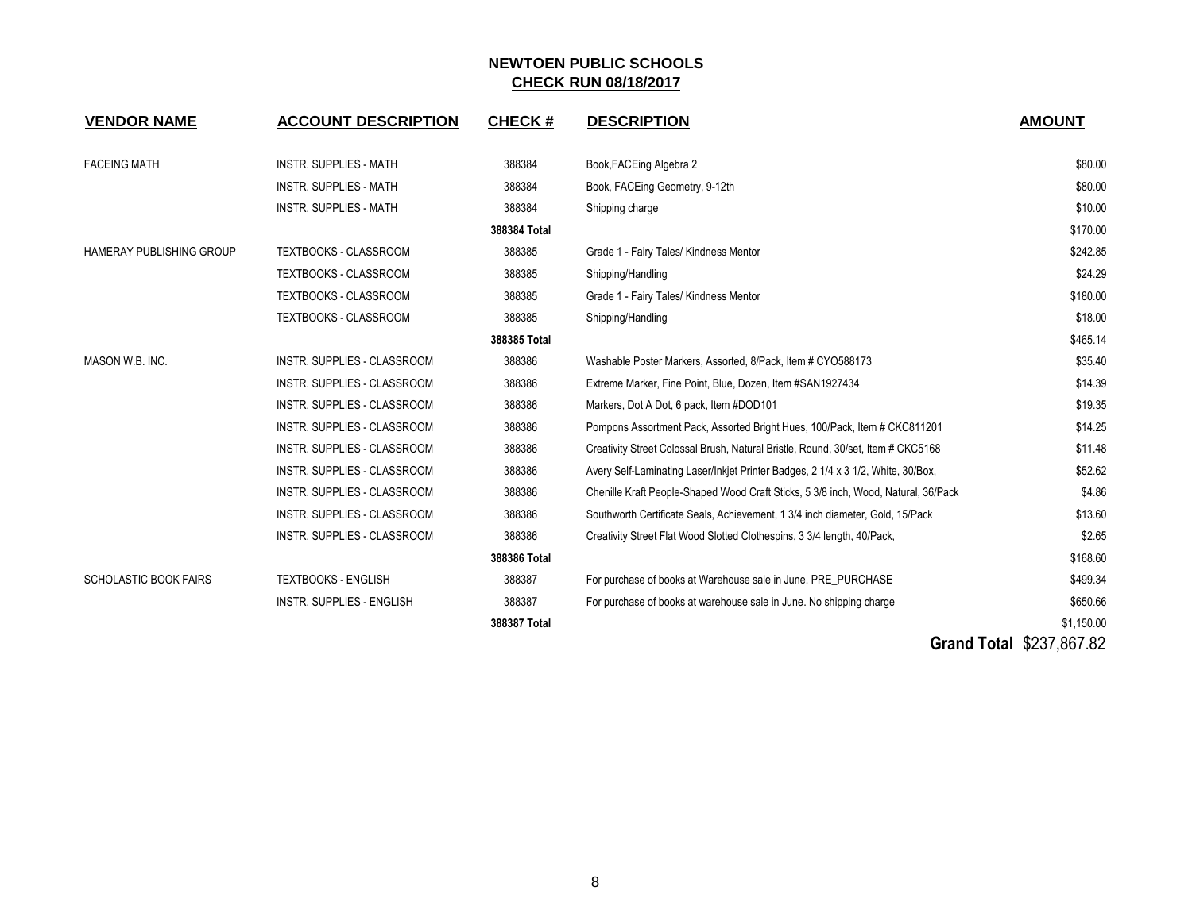**NEWTOEN PUBLIC SCHOOLS**
**CHECK RUN 08/18/2017**

| VENDOR NAME | ACCOUNT DESCRIPTION | CHECK # | DESCRIPTION | AMOUNT |
|---|---|---|---|---|
| FACEING MATH | INSTR. SUPPLIES - MATH | 388384 | Book,FACEing Algebra 2 | $80.00 |
| | INSTR. SUPPLIES - MATH | 388384 | Book, FACEing Geometry, 9-12th | $80.00 |
| | INSTR. SUPPLIES - MATH | 388384 | Shipping charge | $10.00 |
| | | **388384 Total** | | $170.00 |
| HAMERAY PUBLISHING GROUP | TEXTBOOKS - CLASSROOM | 388385 | Grade 1 - Fairy Tales/ Kindness Mentor | $242.85 |
| | TEXTBOOKS - CLASSROOM | 388385 | Shipping/Handling | $24.29 |
| | TEXTBOOKS - CLASSROOM | 388385 | Grade 1 - Fairy Tales/ Kindness Mentor | $180.00 |
| | TEXTBOOKS - CLASSROOM | 388385 | Shipping/Handling | $18.00 |
| | | **388385 Total** | | $465.14 |
| MASON W.B. INC. | INSTR. SUPPLIES - CLASSROOM | 388386 | Washable Poster Markers, Assorted, 8/Pack, Item # CYO588173 | $35.40 |
| | INSTR. SUPPLIES - CLASSROOM | 388386 | Extreme Marker, Fine Point, Blue, Dozen, Item #SAN1927434 | $14.39 |
| | INSTR. SUPPLIES - CLASSROOM | 388386 | Markers, Dot A Dot, 6 pack, Item #DOD101 | $19.35 |
| | INSTR. SUPPLIES - CLASSROOM | 388386 | Pompons Assortment Pack, Assorted Bright Hues, 100/Pack, Item # CKC811201 | $14.25 |
| | INSTR. SUPPLIES - CLASSROOM | 388386 | Creativity Street Colossal Brush, Natural Bristle, Round, 30/set, Item # CKC5168 | $11.48 |
| | INSTR. SUPPLIES - CLASSROOM | 388386 | Avery Self-Laminating Laser/Inkjet Printer Badges, 2 1/4 x 3 1/2, White, 30/Box, | $52.62 |
| | INSTR. SUPPLIES - CLASSROOM | 388386 | Chenille Kraft People-Shaped Wood Craft Sticks, 5 3/8 inch, Wood, Natural, 36/Pack | $4.86 |
| | INSTR. SUPPLIES - CLASSROOM | 388386 | Southworth Certificate Seals, Achievement, 1 3/4 inch diameter, Gold, 15/Pack | $13.60 |
| | INSTR. SUPPLIES - CLASSROOM | 388386 | Creativity Street Flat Wood Slotted Clothespins, 3 3/4 length, 40/Pack, | $2.65 |
| | | **388386 Total** | | $168.60 |
| SCHOLASTIC BOOK FAIRS | TEXTBOOKS - ENGLISH | 388387 | For purchase of books at Warehouse sale in June. PRE_PURCHASE | $499.34 |
| | INSTR. SUPPLIES - ENGLISH | 388387 | For purchase of books at warehouse sale in June. No shipping charge | $650.66 |
| | | **388387 Total** | | $1,150.00 |
| | | | **Grand Total** | $237,867.82 |